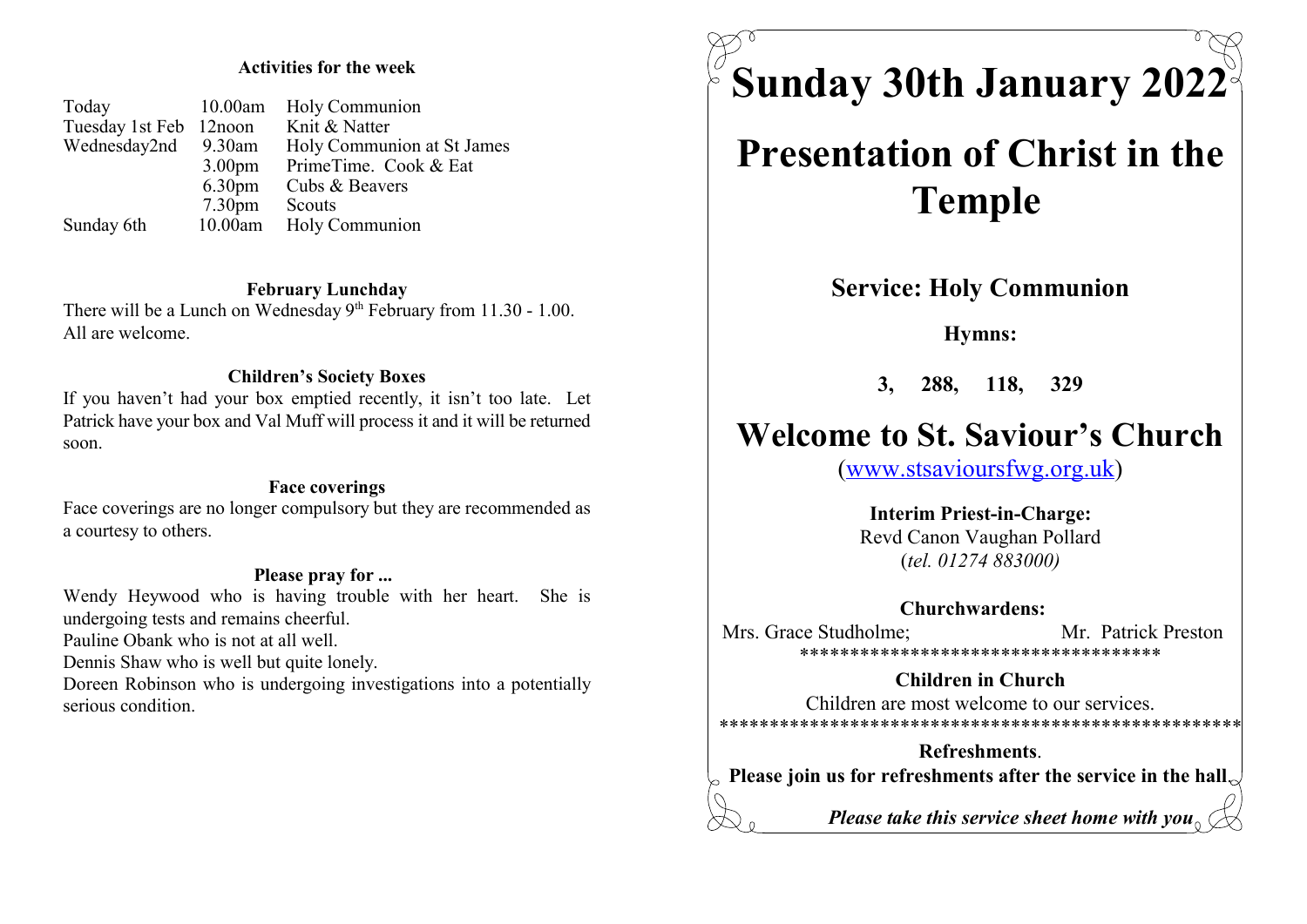**Activities for the week**

| | | |
|---|---|---|
| Today | 10.00am | Holy Communion |
| Tuesday 1st Feb | 12noon | Knit & Natter |
| Wednesday2nd | 9.30am | Holy Communion at St James |
| | 3.00pm | PrimeTime. Cook & Eat |
| | 6.30pm | Cubs & Beavers |
| | 7.30pm | Scouts |
| Sunday 6th | 10.00am | Holy Communion |

**February Lunchday**

There will be a Lunch on Wednesday 9th February from 11.30 - 1.00. All are welcome.

**Children's Society Boxes**

If you haven't had your box emptied recently, it isn't too late. Let Patrick have your box and Val Muff will process it and it will be returned soon.

**Face coverings**

Face coverings are no longer compulsory but they are recommended as a courtesy to others.

**Please pray for ...**

Wendy Heywood who is having trouble with her heart. She is undergoing tests and remains cheerful.

Pauline Obank who is not at all well.

Dennis Shaw who is well but quite lonely.

Doreen Robinson who is undergoing investigations into a potentially serious condition.

# Sunday 30th January 2022

# Presentation of Christ in the Temple

## Service: Holy Communion

**Hymns:**

**3, 288, 118, 329**

# Welcome to St. Saviour's Church

(www.stsavioursfwg.org.uk)

**Interim Priest-in-Charge:**
Revd Canon Vaughan Pollard
(*tel. 01274 883000)*

**Churchwardens:**
Mrs. Grace Studholme; Mr. Patrick Preston

************************************

**Children in Church**
Children are most welcome to our services.

****************************************************

**Refreshments**.
**Please join us for refreshments after the service in the hall.**

***Please take this service sheet home with you***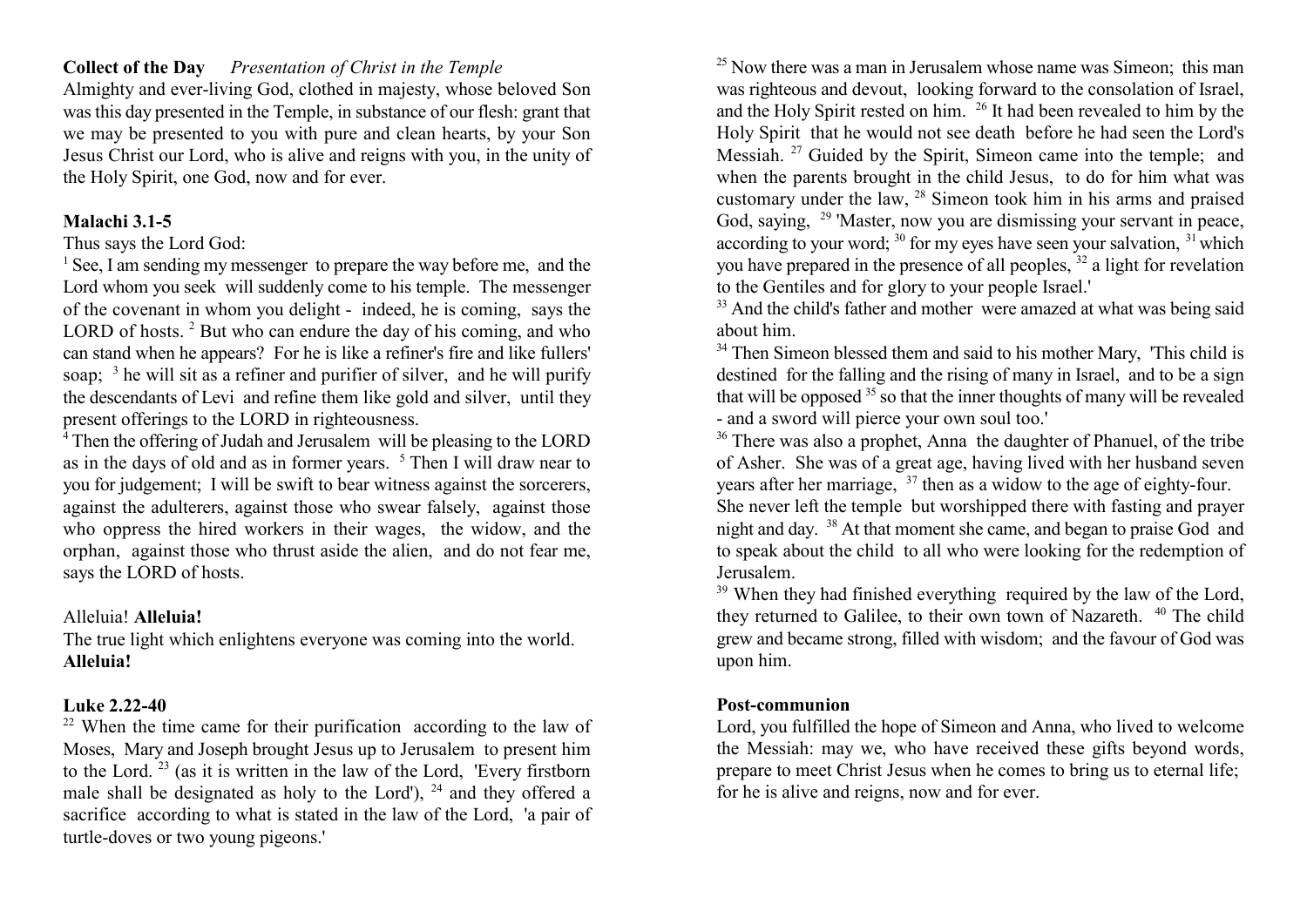**Collect of the Day** *Presentation of Christ in the Temple*

Almighty and ever-living God, clothed in majesty, whose beloved Son was this day presented in the Temple, in substance of our flesh: grant that we may be presented to you with pure and clean hearts, by your Son Jesus Christ our Lord, who is alive and reigns with you, in the unity of the Holy Spirit, one God, now and for ever.

**Malachi 3.1-5**

Thus says the Lord God:

[1] See, I am sending my messenger to prepare the way before me, and the Lord whom you seek will suddenly come to his temple. The messenger of the covenant in whom you delight - indeed, he is coming, says the LORD of hosts. [2] But who can endure the day of his coming, and who can stand when he appears? For he is like a refiner's fire and like fullers' soap; [3] he will sit as a refiner and purifier of silver, and he will purify the descendants of Levi and refine them like gold and silver, until they present offerings to the LORD in righteousness.

[4] Then the offering of Judah and Jerusalem will be pleasing to the LORD as in the days of old and as in former years. [5] Then I will draw near to you for judgement; I will be swift to bear witness against the sorcerers, against the adulterers, against those who swear falsely, against those who oppress the hired workers in their wages, the widow, and the orphan, against those who thrust aside the alien, and do not fear me, says the LORD of hosts.

Alleluia! **Alleluia!**

The true light which enlightens everyone was coming into the world.

**Alleluia!**

**Luke 2.22-40**

[22] When the time came for their purification according to the law of Moses, Mary and Joseph brought Jesus up to Jerusalem to present him to the Lord. [23] (as it is written in the law of the Lord, 'Every firstborn male shall be designated as holy to the Lord'), [24] and they offered a sacrifice according to what is stated in the law of the Lord, 'a pair of turtle-doves or two young pigeons.'

[25] Now there was a man in Jerusalem whose name was Simeon; this man was righteous and devout, looking forward to the consolation of Israel, and the Holy Spirit rested on him. [26] It had been revealed to him by the Holy Spirit that he would not see death before he had seen the Lord's Messiah. [27] Guided by the Spirit, Simeon came into the temple; and when the parents brought in the child Jesus, to do for him what was customary under the law, [28] Simeon took him in his arms and praised God, saying, [29] 'Master, now you are dismissing your servant in peace, according to your word; [30] for my eyes have seen your salvation, [31] which you have prepared in the presence of all peoples, [32] a light for revelation to the Gentiles and for glory to your people Israel.'

[33] And the child's father and mother were amazed at what was being said about him.

[34] Then Simeon blessed them and said to his mother Mary, 'This child is destined for the falling and the rising of many in Israel, and to be a sign that will be opposed [35] so that the inner thoughts of many will be revealed - and a sword will pierce your own soul too.'

[36] There was also a prophet, Anna the daughter of Phanuel, of the tribe of Asher. She was of a great age, having lived with her husband seven years after her marriage, [37] then as a widow to the age of eighty-four. She never left the temple but worshipped there with fasting and prayer night and day. [38] At that moment she came, and began to praise God and to speak about the child to all who were looking for the redemption of Jerusalem.

[39] When they had finished everything required by the law of the Lord, they returned to Galilee, to their own town of Nazareth. [40] The child grew and became strong, filled with wisdom; and the favour of God was upon him.

**Post-communion**

Lord, you fulfilled the hope of Simeon and Anna, who lived to welcome the Messiah: may we, who have received these gifts beyond words, prepare to meet Christ Jesus when he comes to bring us to eternal life; for he is alive and reigns, now and for ever.